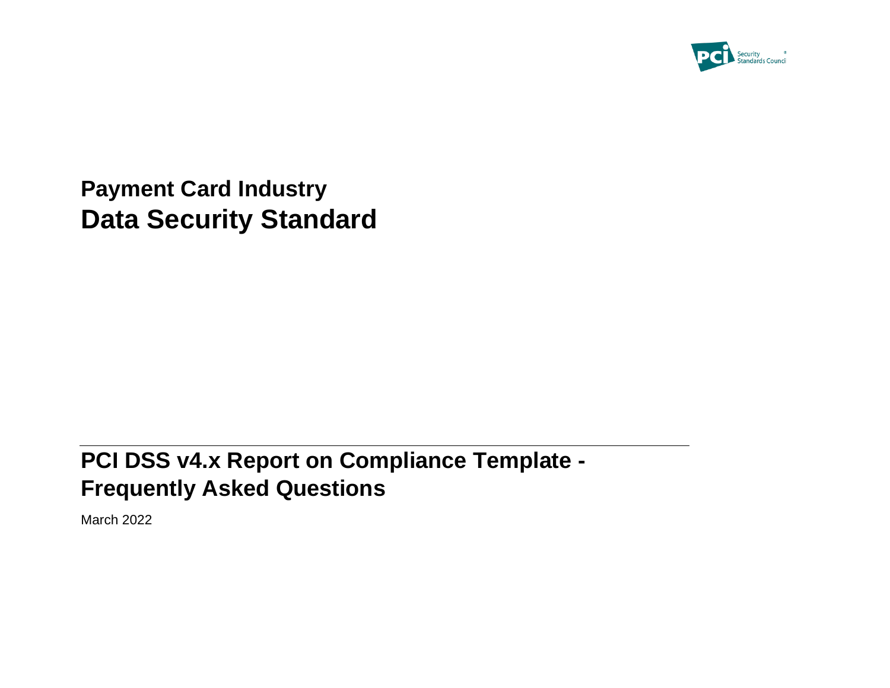# Payment Card Industry
# Data Security Standard

## PCI DSS v4.x Report on Compliance Template - Frequently Asked Questions

March 2022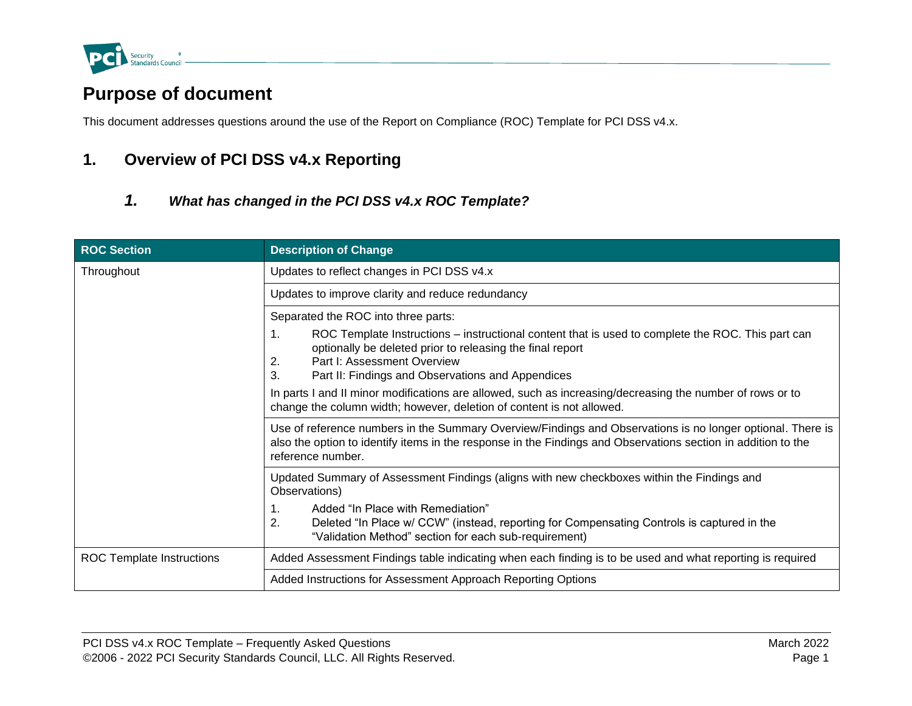# Purpose of document

This document addresses questions around the use of the Report on Compliance (ROC) Template for PCI DSS v4.x.

## 1. Overview of PCI DSS v4.x Reporting

### *1. What has changed in the PCI DSS v4.x ROC Template?*

| ROC Section | Description of Change |
|---|---|
| Throughout | Updates to reflect changes in PCI DSS v4.x |
| | Updates to improve clarity and reduce redundancy |
| | Separated the ROC into three parts:<br>1. ROC Template Instructions – instructional content that is used to complete the ROC. This part can optionally be deleted prior to releasing the final report<br>2. Part I: Assessment Overview<br>3. Part II: Findings and Observations and Appendices<br>In parts I and II minor modifications are allowed, such as increasing/decreasing the number of rows or to change the column width; however, deletion of content is not allowed. |
| | Use of reference numbers in the Summary Overview/Findings and Observations is no longer optional. There is also the option to identify items in the response in the Findings and Observations section in addition to the reference number. |
| | Updated Summary of Assessment Findings (aligns with new checkboxes within the Findings and Observations)<br>1. Added “In Place with Remediation”<br>2. Deleted “In Place w/ CCW” (instead, reporting for Compensating Controls is captured in the “Validation Method” section for each sub-requirement) |
| ROC Template Instructions | Added Assessment Findings table indicating when each finding is to be used and what reporting is required |
| | Added Instructions for Assessment Approach Reporting Options |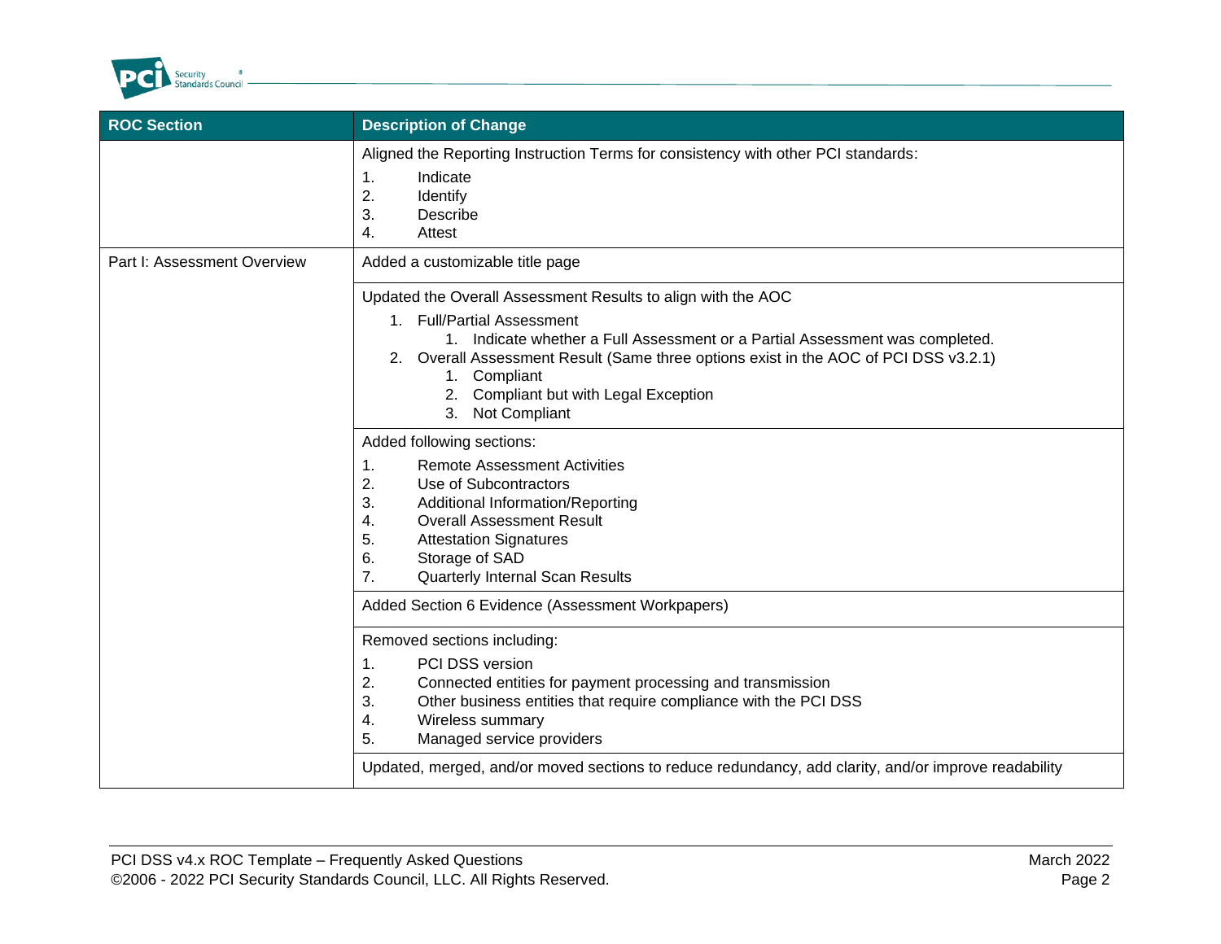| ROC Section | Description of Change |
| --- | --- |
| | Aligned the Reporting Instruction Terms for consistency with other PCI standards:<br>1. Indicate<br>2. Identify<br>3. Describe<br>4. Attest |
| Part I: Assessment Overview | Added a customizable title page |
| | Updated the Overall Assessment Results to align with the AOC<br>1. Full/Partial Assessment<br>    1. Indicate whether a Full Assessment or a Partial Assessment was completed.<br>2. Overall Assessment Result (Same three options exist in the AOC of PCI DSS v3.2.1)<br>    1. Compliant<br>    2. Compliant but with Legal Exception<br>    3. Not Compliant |
| | Added following sections:<br>1. Remote Assessment Activities<br>2. Use of Subcontractors<br>3. Additional Information/Reporting<br>4. Overall Assessment Result<br>5. Attestation Signatures<br>6. Storage of SAD<br>7. Quarterly Internal Scan Results |
| | Added Section 6 Evidence (Assessment Workpapers) |
| | Removed sections including:<br>1. PCI DSS version<br>2. Connected entities for payment processing and transmission<br>3. Other business entities that require compliance with the PCI DSS<br>4. Wireless summary<br>5. Managed service providers |
| | Updated, merged, and/or moved sections to reduce redundancy, add clarity, and/or improve readability |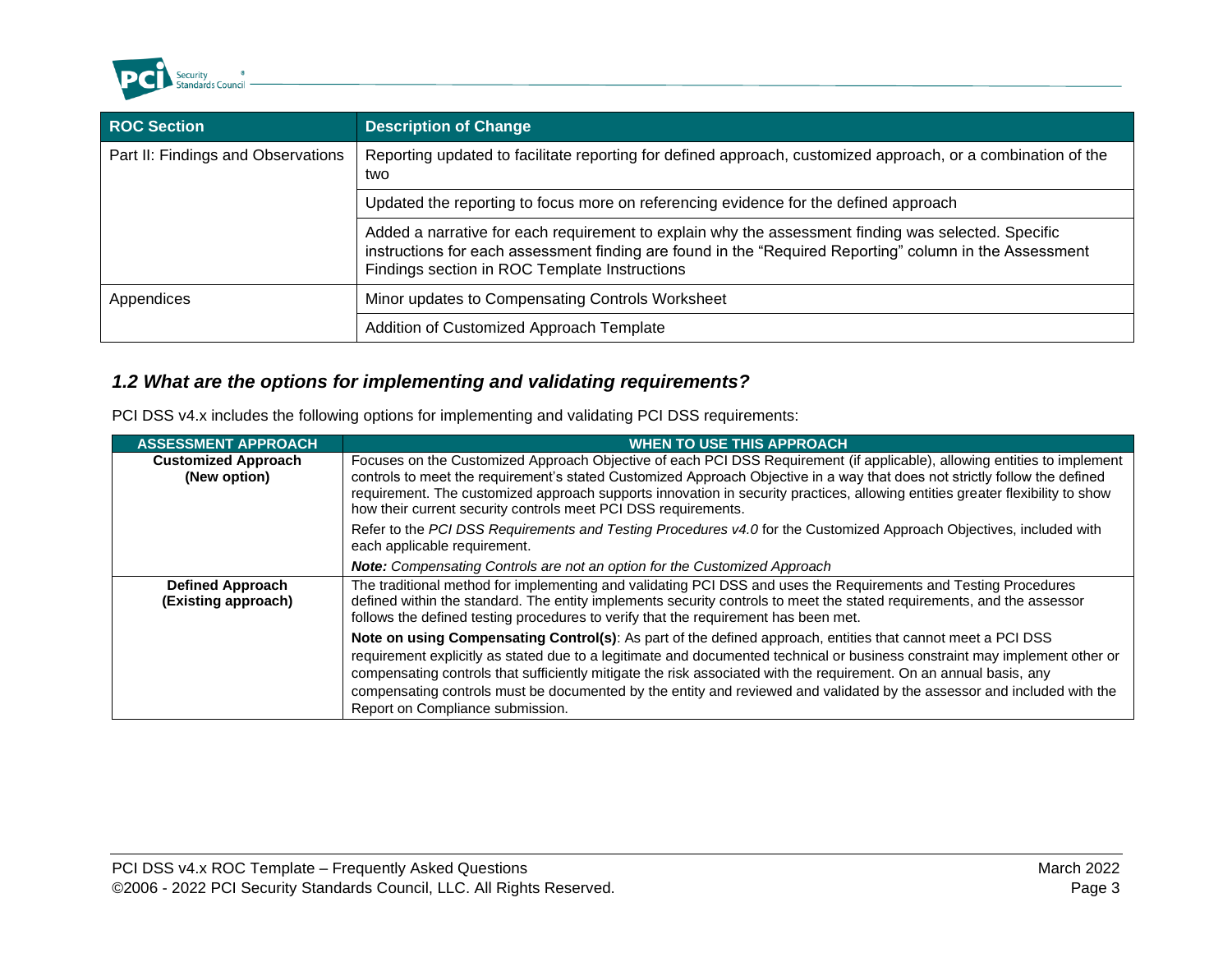| ROC Section | Description of Change |
| --- | --- |
| Part II: Findings and Observations | Reporting updated to facilitate reporting for defined approach, customized approach, or a combination of the two |
| | Updated the reporting to focus more on referencing evidence for the defined approach |
| | Added a narrative for each requirement to explain why the assessment finding was selected. Specific instructions for each assessment finding are found in the "Required Reporting" column in the Assessment Findings section in ROC Template Instructions |
| Appendices | Minor updates to Compensating Controls Worksheet |
| | Addition of Customized Approach Template |

### *1.2 What are the options for implementing and validating requirements?*

PCI DSS v4.x includes the following options for implementing and validating PCI DSS requirements:

| ASSESSMENT APPROACH | WHEN TO USE THIS APPROACH |
| --- | --- |
| **Customized Approach (New option)** | Focuses on the Customized Approach Objective of each PCI DSS Requirement (if applicable), allowing entities to implement controls to meet the requirement's stated Customized Approach Objective in a way that does not strictly follow the defined requirement. The customized approach supports innovation in security practices, allowing entities greater flexibility to show how their current security controls meet PCI DSS requirements.<br><br>Refer to the *PCI DSS Requirements and Testing Procedures v4.0* for the Customized Approach Objectives, included with each applicable requirement.<br><br>***Note:*** *Compensating Controls are not an option for the Customized Approach* |
| **Defined Approach (Existing approach)** | The traditional method for implementing and validating PCI DSS and uses the Requirements and Testing Procedures defined within the standard. The entity implements security controls to meet the stated requirements, and the assessor follows the defined testing procedures to verify that the requirement has been met.<br><br>**Note on using Compensating Control(s)**: As part of the defined approach, entities that cannot meet a PCI DSS requirement explicitly as stated due to a legitimate and documented technical or business constraint may implement other or compensating controls that sufficiently mitigate the risk associated with the requirement. On an annual basis, any compensating controls must be documented by the entity and reviewed and validated by the assessor and included with the Report on Compliance submission. |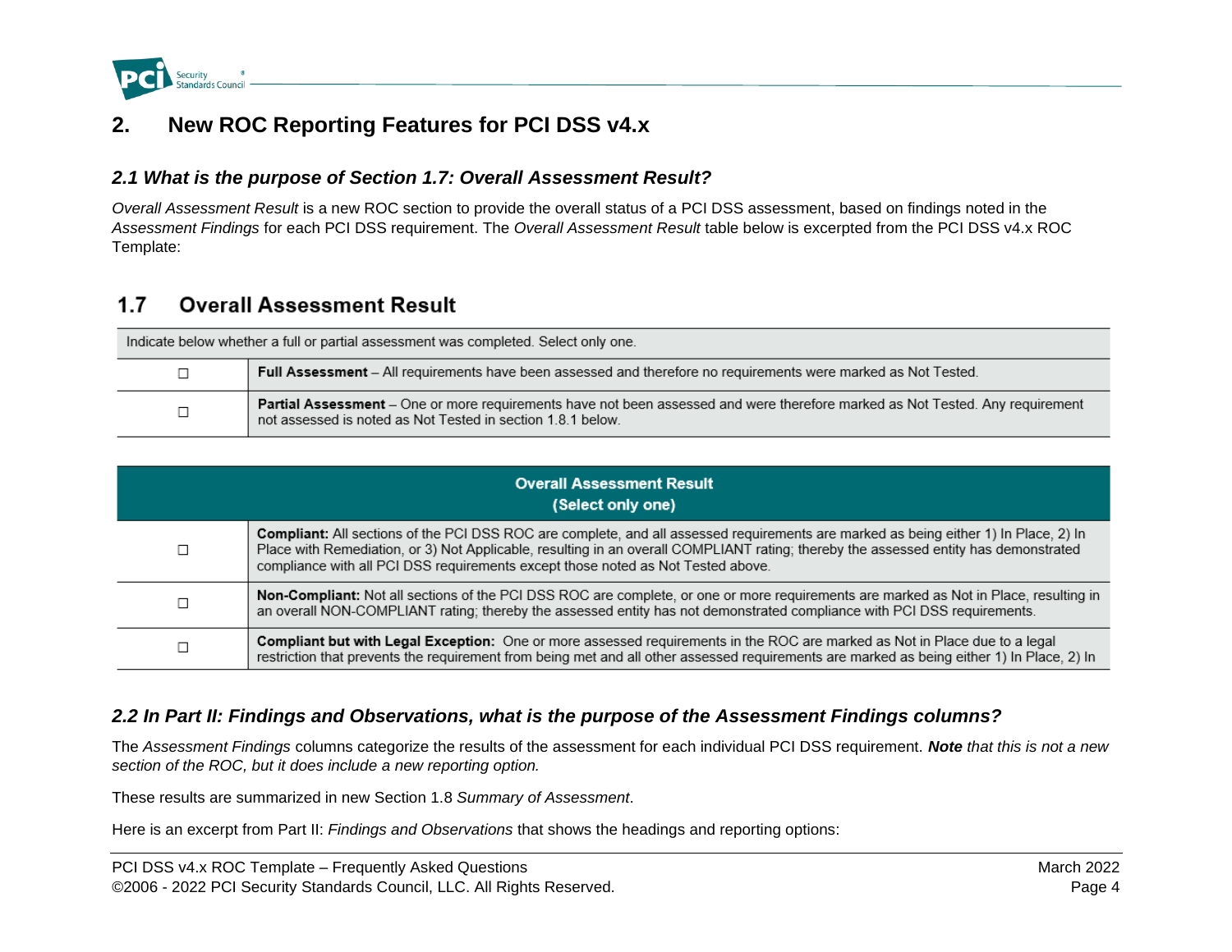## 2. New ROC Reporting Features for PCI DSS v4.x

### 2.1 What is the purpose of Section 1.7: Overall Assessment Result?

*Overall Assessment Result* is a new ROC section to provide the overall status of a PCI DSS assessment, based on findings noted in the *Assessment Findings* for each PCI DSS requirement. The *Overall Assessment Result* table below is excerpted from the PCI DSS v4.x ROC Template:

### 1.7 Overall Assessment Result

| Indicate below whether a full or partial assessment was completed. Select only one. | |
|---|---|
| ☐ | **Full Assessment** – All requirements have been assessed and therefore no requirements were marked as Not Tested. |
| ☐ | **Partial Assessment** – One or more requirements have not been assessed and were therefore marked as Not Tested. Any requirement not assessed is noted as Not Tested in section 1.8.1 below. |

| Overall Assessment Result (Select only one) | |
|---|---|
| ☐ | **Compliant:** All sections of the PCI DSS ROC are complete, and all assessed requirements are marked as being either 1) In Place, 2) In Place with Remediation, or 3) Not Applicable, resulting in an overall COMPLIANT rating; thereby the assessed entity has demonstrated compliance with all PCI DSS requirements except those noted as Not Tested above. |
| ☐ | **Non-Compliant:** Not all sections of the PCI DSS ROC are complete, or one or more requirements are marked as Not in Place, resulting in an overall NON-COMPLIANT rating; thereby the assessed entity has not demonstrated compliance with PCI DSS requirements. |
| ☐ | **Compliant but with Legal Exception:** One or more assessed requirements in the ROC are marked as Not in Place due to a legal restriction that prevents the requirement from being met and all other assessed requirements are marked as being either 1) In Place, 2) In |

### 2.2 In Part II: Findings and Observations, what is the purpose of the Assessment Findings columns?

The *Assessment Findings* columns categorize the results of the assessment for each individual PCI DSS requirement. ***Note*** *that this is not a new section of the ROC, but it does include a new reporting option.*

These results are summarized in new Section 1.8 *Summary of Assessment*.

Here is an excerpt from Part II: *Findings and Observations* that shows the headings and reporting options: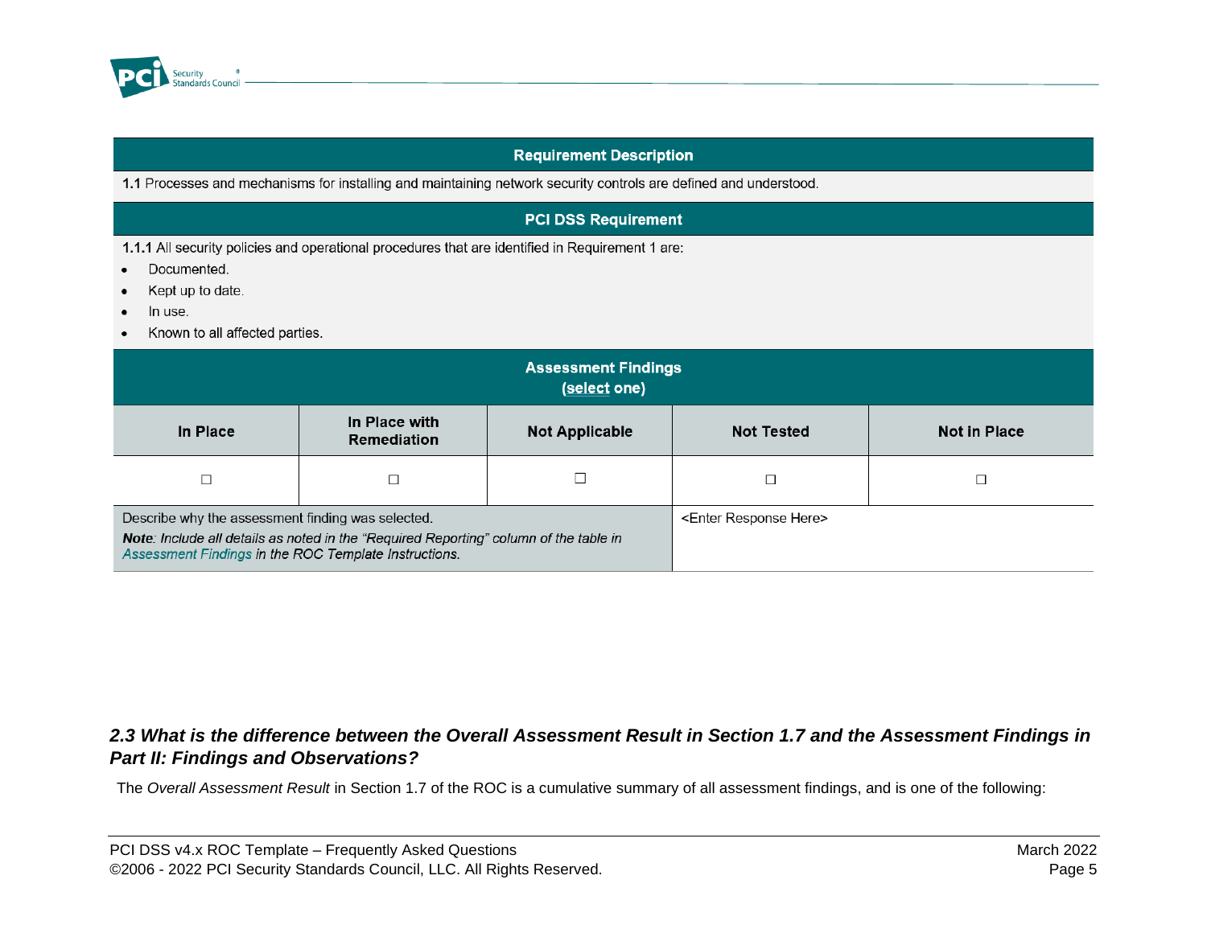| Requirement Description | | | | |
|---|---|---|---|---|
| **1.1** Processes and mechanisms for installing and maintaining network security controls are defined and understood. | | | | |
| **PCI DSS Requirement** | | | | |
| **1.1.1** All security policies and operational procedures that are identified in Requirement 1 are:<br>• Documented.<br>• Kept up to date.<br>• In use.<br>• Known to all affected parties. | | | | |
| **Assessment Findings (select one)** | | | | |
| **In Place** | **In Place with Remediation** | **Not Applicable** | **Not Tested** | **Not in Place** |
| ☐ | ☐ | ☐ | ☐ | ☐ |
| Describe why the assessment finding was selected.<br>***Note**: Include all details as noted in the "Required Reporting" column of the table in Assessment Findings in the ROC Template Instructions.* | | | <Enter Response Here> | |

### *2.3 What is the difference between the Overall Assessment Result in Section 1.7 and the Assessment Findings in Part II: Findings and Observations?*

The *Overall Assessment Result* in Section 1.7 of the ROC is a cumulative summary of all assessment findings, and is one of the following: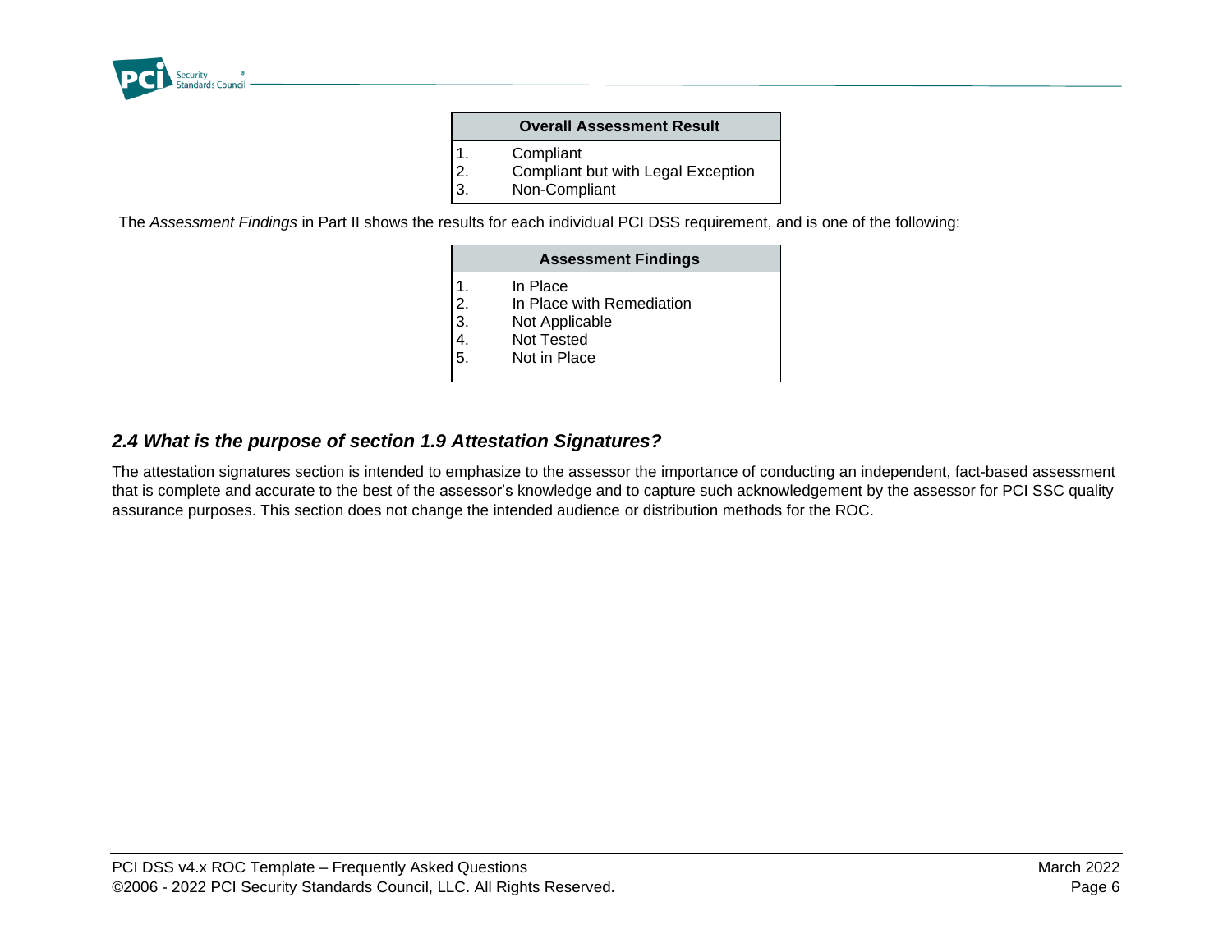| Overall Assessment Result |
| --- |
| 1. Compliant |
| 2. Compliant but with Legal Exception |
| 3. Non-Compliant |

The *Assessment Findings* in Part II shows the results for each individual PCI DSS requirement, and is one of the following:

| Assessment Findings |
| --- |
| 1. In Place |
| 2. In Place with Remediation |
| 3. Not Applicable |
| 4. Not Tested |
| 5. Not in Place |

## *2.4 What is the purpose of section 1.9 Attestation Signatures?*

The attestation signatures section is intended to emphasize to the assessor the importance of conducting an independent, fact-based assessment that is complete and accurate to the best of the assessor's knowledge and to capture such acknowledgement by the assessor for PCI SSC quality assurance purposes. This section does not change the intended audience or distribution methods for the ROC.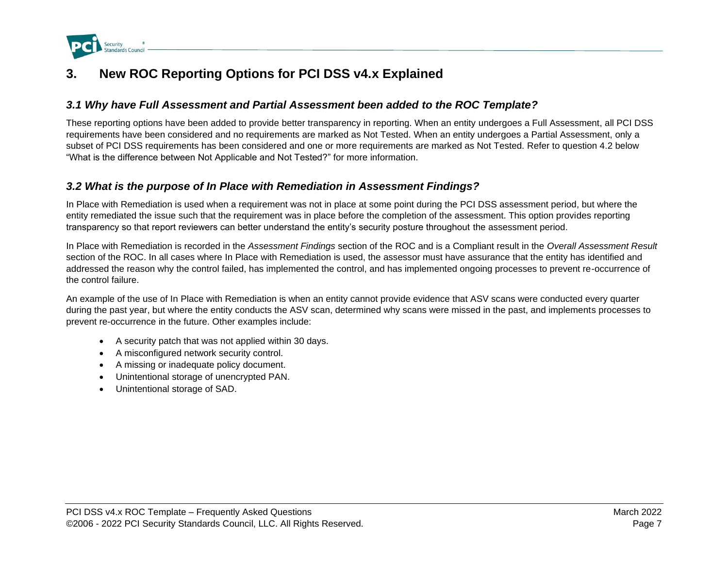# 3. New ROC Reporting Options for PCI DSS v4.x Explained

## *3.1 Why have Full Assessment and Partial Assessment been added to the ROC Template?*

These reporting options have been added to provide better transparency in reporting. When an entity undergoes a Full Assessment, all PCI DSS requirements have been considered and no requirements are marked as Not Tested. When an entity undergoes a Partial Assessment, only a subset of PCI DSS requirements has been considered and one or more requirements are marked as Not Tested. Refer to question 4.2 below "What is the difference between Not Applicable and Not Tested?" for more information.

## *3.2 What is the purpose of In Place with Remediation in Assessment Findings?*

In Place with Remediation is used when a requirement was not in place at some point during the PCI DSS assessment period, but where the entity remediated the issue such that the requirement was in place before the completion of the assessment. This option provides reporting transparency so that report reviewers can better understand the entity's security posture throughout the assessment period.

In Place with Remediation is recorded in the *Assessment Findings* section of the ROC and is a Compliant result in the *Overall Assessment Result* section of the ROC. In all cases where In Place with Remediation is used, the assessor must have assurance that the entity has identified and addressed the reason why the control failed, has implemented the control, and has implemented ongoing processes to prevent re-occurrence of the control failure.

An example of the use of In Place with Remediation is when an entity cannot provide evidence that ASV scans were conducted every quarter during the past year, but where the entity conducts the ASV scan, determined why scans were missed in the past, and implements processes to prevent re-occurrence in the future. Other examples include:

- A security patch that was not applied within 30 days.
- A misconfigured network security control.
- A missing or inadequate policy document.
- Unintentional storage of unencrypted PAN.
- Unintentional storage of SAD.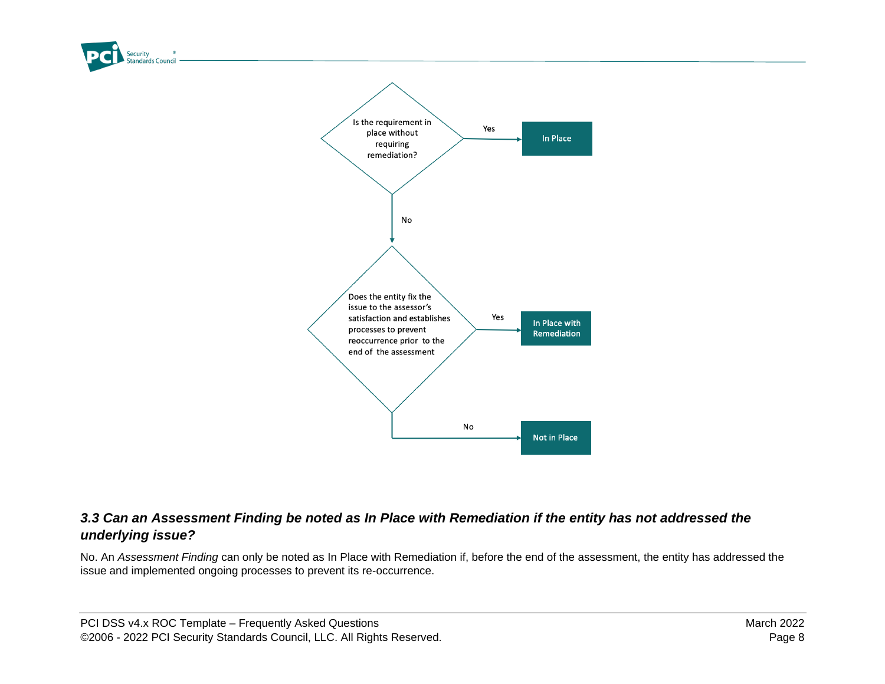Is the requirement in place without requiring remediation?

- Yes → **In Place**
- No → Does the entity fix the issue to the assessor's satisfaction and establishes processes to prevent reoccurrence prior to the end of the assessment
  - Yes → **In Place with Remediation**
  - No → **Not in Place**

### *3.3 Can an Assessment Finding be noted as In Place with Remediation if the entity has not addressed the underlying issue?*

No. An *Assessment Finding* can only be noted as In Place with Remediation if, before the end of the assessment, the entity has addressed the issue and implemented ongoing processes to prevent its re-occurrence.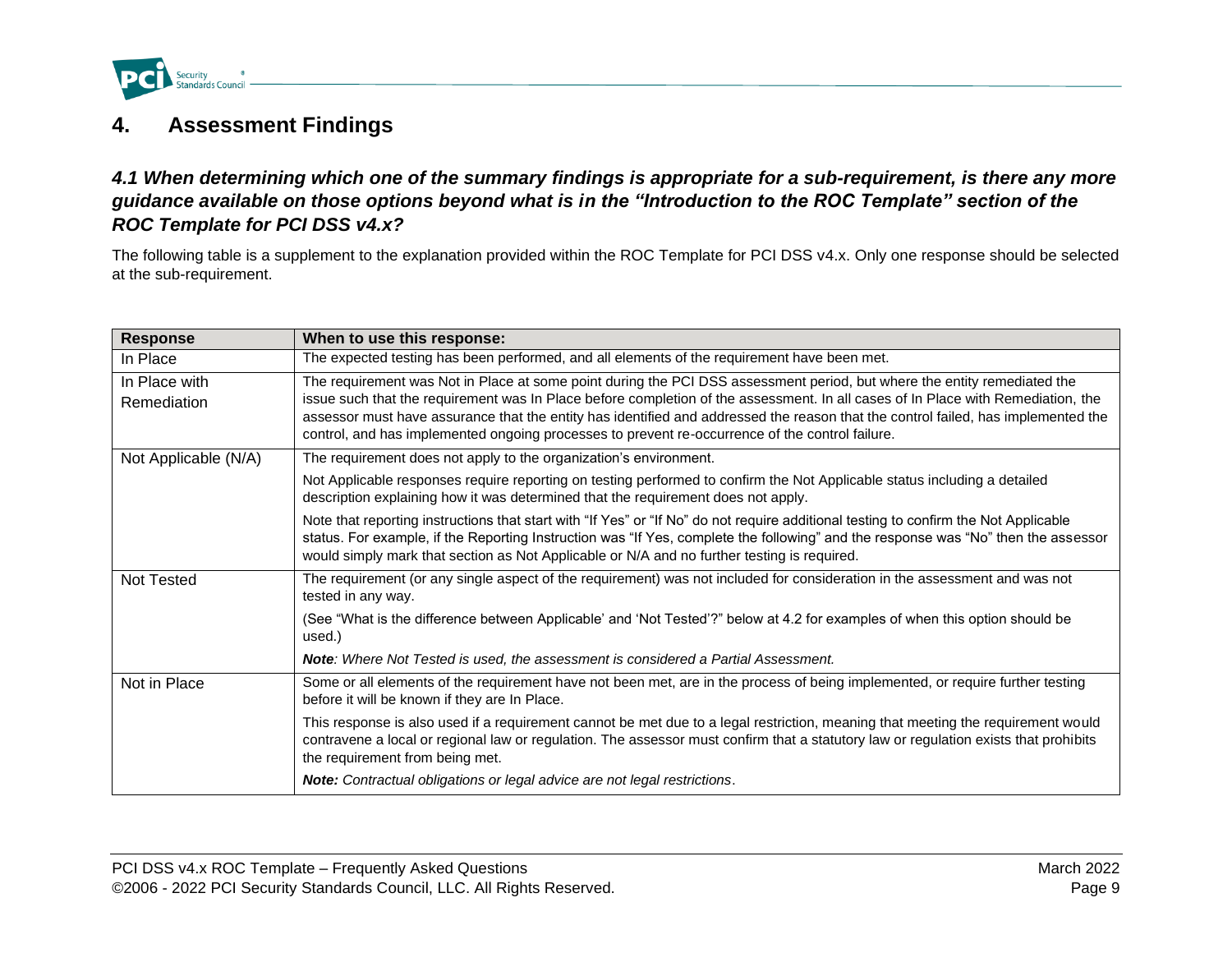# 4. Assessment Findings

### *4.1 When determining which one of the summary findings is appropriate for a sub-requirement, is there any more guidance available on those options beyond what is in the "Introduction to the ROC Template" section of the ROC Template for PCI DSS v4.x?*

The following table is a supplement to the explanation provided within the ROC Template for PCI DSS v4.x. Only one response should be selected at the sub-requirement.

| Response | When to use this response: |
|---|---|
| In Place | The expected testing has been performed, and all elements of the requirement have been met. |
| In Place with Remediation | The requirement was Not in Place at some point during the PCI DSS assessment period, but where the entity remediated the issue such that the requirement was In Place before completion of the assessment. In all cases of In Place with Remediation, the assessor must have assurance that the entity has identified and addressed the reason that the control failed, has implemented the control, and has implemented ongoing processes to prevent re-occurrence of the control failure. |
| Not Applicable (N/A) | The requirement does not apply to the organization's environment.<br><br>Not Applicable responses require reporting on testing performed to confirm the Not Applicable status including a detailed description explaining how it was determined that the requirement does not apply.<br><br>Note that reporting instructions that start with "If Yes" or "If No" do not require additional testing to confirm the Not Applicable status. For example, if the Reporting Instruction was "If Yes, complete the following" and the response was "No" then the assessor would simply mark that section as Not Applicable or N/A and no further testing is required. |
| Not Tested | The requirement (or any single aspect of the requirement) was not included for consideration in the assessment and was not tested in any way.<br><br>(See "What is the difference between Applicable' and 'Not Tested'?" below at 4.2 for examples of when this option should be used.)<br><br>***Note**: Where Not Tested is used, the assessment is considered a Partial Assessment.* |
| Not in Place | Some or all elements of the requirement have not been met, are in the process of being implemented, or require further testing before it will be known if they are In Place.<br><br>This response is also used if a requirement cannot be met due to a legal restriction, meaning that meeting the requirement would contravene a local or regional law or regulation. The assessor must confirm that a statutory law or regulation exists that prohibits the requirement from being met.<br><br>***Note:** Contractual obligations or legal advice are not legal restrictions*. |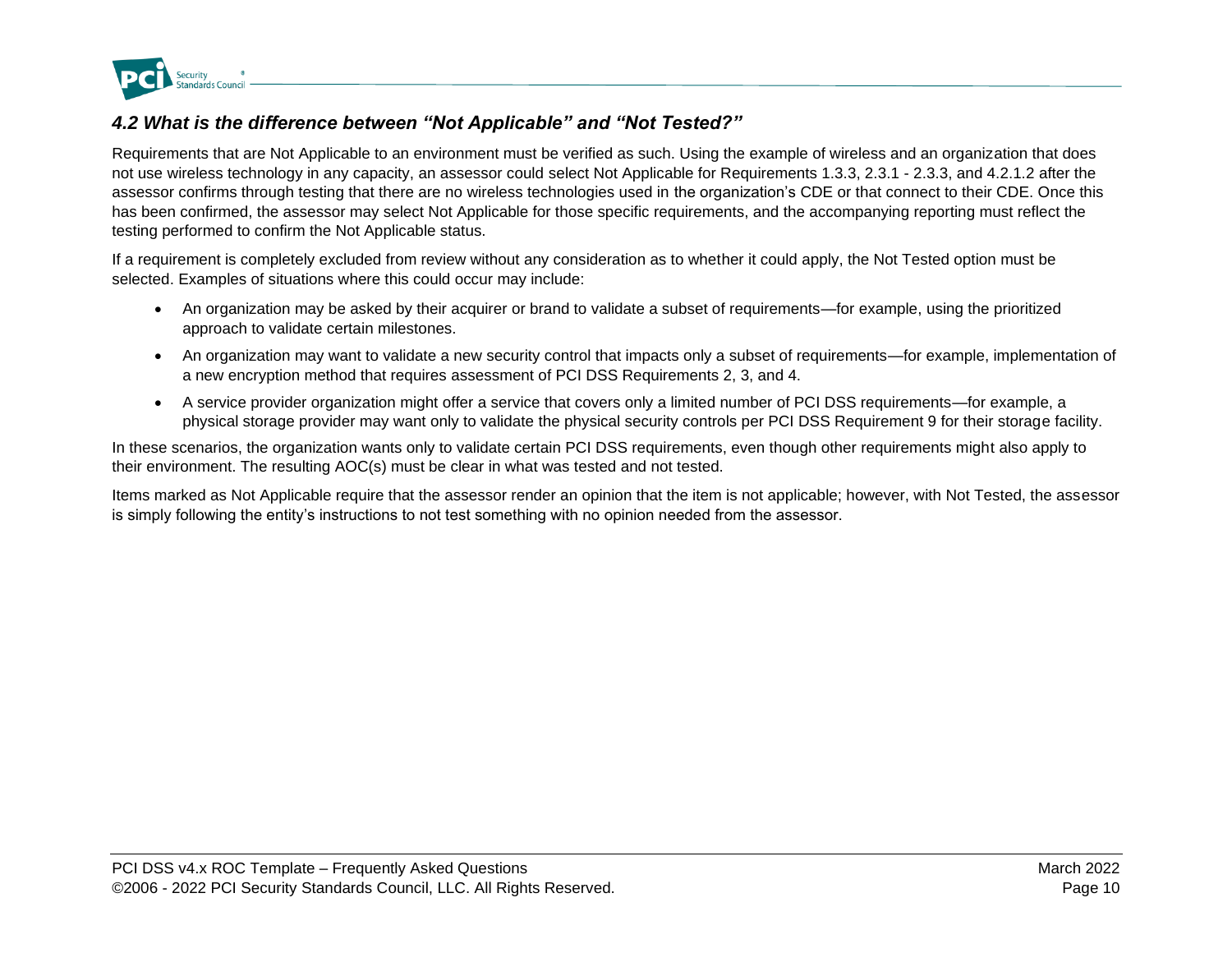### *4.2 What is the difference between "Not Applicable" and "Not Tested?"*

Requirements that are Not Applicable to an environment must be verified as such. Using the example of wireless and an organization that does not use wireless technology in any capacity, an assessor could select Not Applicable for Requirements 1.3.3, 2.3.1 - 2.3.3, and 4.2.1.2 after the assessor confirms through testing that there are no wireless technologies used in the organization's CDE or that connect to their CDE. Once this has been confirmed, the assessor may select Not Applicable for those specific requirements, and the accompanying reporting must reflect the testing performed to confirm the Not Applicable status.

If a requirement is completely excluded from review without any consideration as to whether it could apply, the Not Tested option must be selected. Examples of situations where this could occur may include:

- An organization may be asked by their acquirer or brand to validate a subset of requirements—for example, using the prioritized approach to validate certain milestones.
- An organization may want to validate a new security control that impacts only a subset of requirements—for example, implementation of a new encryption method that requires assessment of PCI DSS Requirements 2, 3, and 4.
- A service provider organization might offer a service that covers only a limited number of PCI DSS requirements—for example, a physical storage provider may want only to validate the physical security controls per PCI DSS Requirement 9 for their storage facility.

In these scenarios, the organization wants only to validate certain PCI DSS requirements, even though other requirements might also apply to their environment. The resulting AOC(s) must be clear in what was tested and not tested.

Items marked as Not Applicable require that the assessor render an opinion that the item is not applicable; however, with Not Tested, the assessor is simply following the entity's instructions to not test something with no opinion needed from the assessor.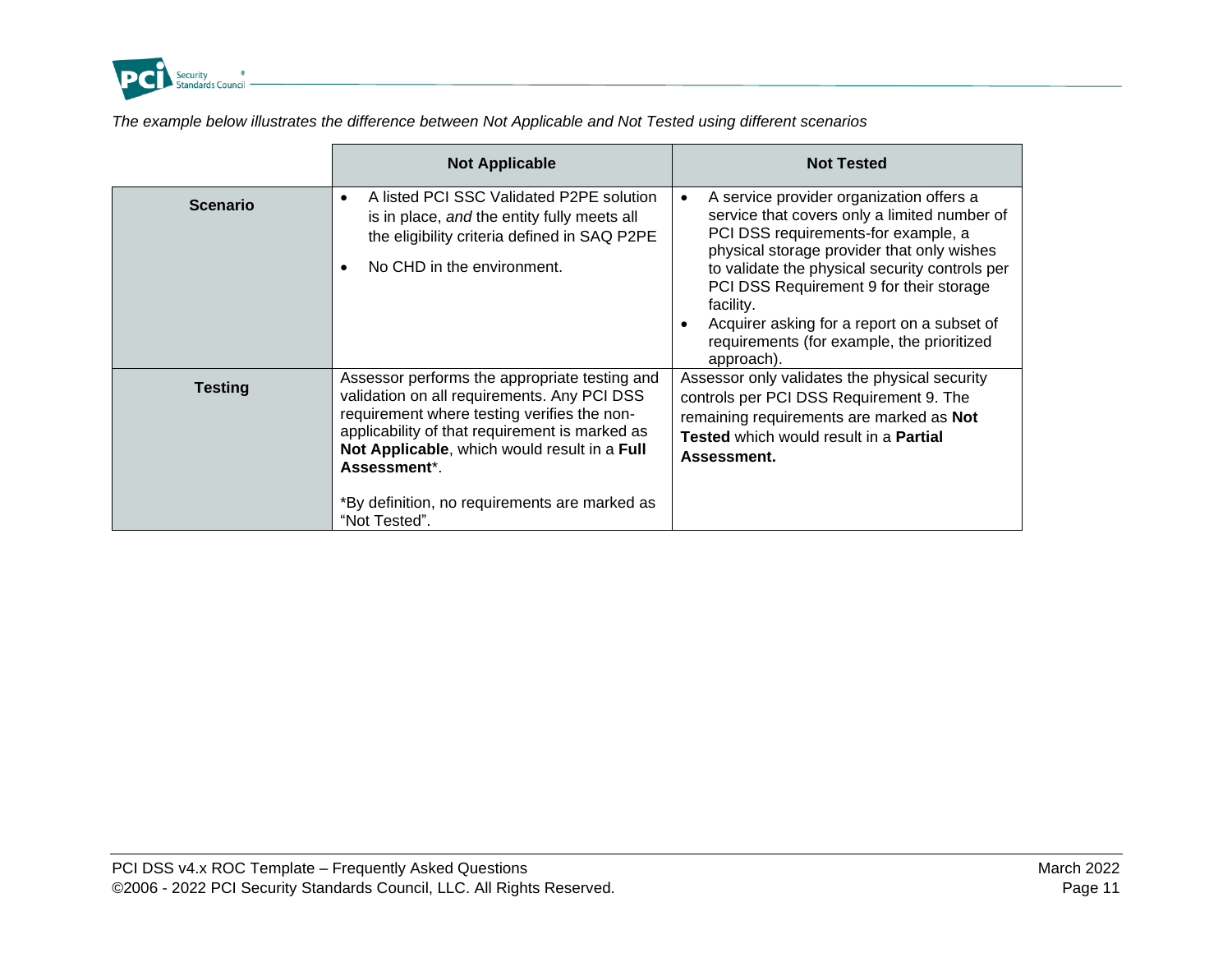*The example below illustrates the difference between Not Applicable and Not Tested using different scenarios*

| | Not Applicable | Not Tested |
|---|---|---|
| **Scenario** | • A listed PCI SSC Validated P2PE solution is in place, *and* the entity fully meets all the eligibility criteria defined in SAQ P2PE<br>• No CHD in the environment. | • A service provider organization offers a service that covers only a limited number of PCI DSS requirements-for example, a physical storage provider that only wishes to validate the physical security controls per PCI DSS Requirement 9 for their storage facility.<br>• Acquirer asking for a report on a subset of requirements (for example, the prioritized approach). |
| **Testing** | Assessor performs the appropriate testing and validation on all requirements. Any PCI DSS requirement where testing verifies the non-applicability of that requirement is marked as **Not Applicable**, which would result in a **Full Assessment***.<br><br>*By definition, no requirements are marked as "Not Tested". | Assessor only validates the physical security controls per PCI DSS Requirement 9. The remaining requirements are marked as **Not Tested** which would result in a **Partial Assessment.** |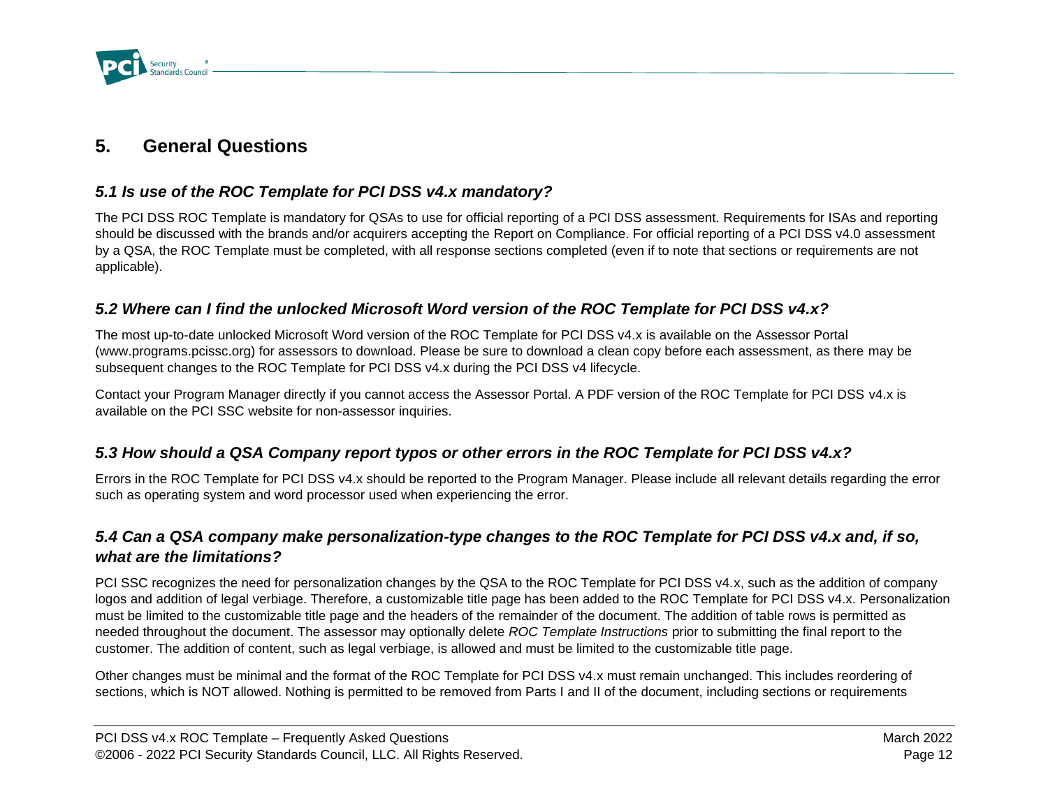## 5. General Questions

### *5.1 Is use of the ROC Template for PCI DSS v4.x mandatory?*

The PCI DSS ROC Template is mandatory for QSAs to use for official reporting of a PCI DSS assessment. Requirements for ISAs and reporting should be discussed with the brands and/or acquirers accepting the Report on Compliance. For official reporting of a PCI DSS v4.0 assessment by a QSA, the ROC Template must be completed, with all response sections completed (even if to note that sections or requirements are not applicable).

### *5.2 Where can I find the unlocked Microsoft Word version of the ROC Template for PCI DSS v4.x?*

The most up-to-date unlocked Microsoft Word version of the ROC Template for PCI DSS v4.x is available on the Assessor Portal (www.programs.pcissc.org) for assessors to download. Please be sure to download a clean copy before each assessment, as there may be subsequent changes to the ROC Template for PCI DSS v4.x during the PCI DSS v4 lifecycle.

Contact your Program Manager directly if you cannot access the Assessor Portal. A PDF version of the ROC Template for PCI DSS v4.x is available on the PCI SSC website for non-assessor inquiries.

### *5.3 How should a QSA Company report typos or other errors in the ROC Template for PCI DSS v4.x?*

Errors in the ROC Template for PCI DSS v4.x should be reported to the Program Manager. Please include all relevant details regarding the error such as operating system and word processor used when experiencing the error.

### *5.4 Can a QSA company make personalization-type changes to the ROC Template for PCI DSS v4.x and, if so, what are the limitations?*

PCI SSC recognizes the need for personalization changes by the QSA to the ROC Template for PCI DSS v4.x, such as the addition of company logos and addition of legal verbiage. Therefore, a customizable title page has been added to the ROC Template for PCI DSS v4.x. Personalization must be limited to the customizable title page and the headers of the remainder of the document. The addition of table rows is permitted as needed throughout the document. The assessor may optionally delete *ROC Template Instructions* prior to submitting the final report to the customer. The addition of content, such as legal verbiage, is allowed and must be limited to the customizable title page.

Other changes must be minimal and the format of the ROC Template for PCI DSS v4.x must remain unchanged. This includes reordering of sections, which is NOT allowed. Nothing is permitted to be removed from Parts I and II of the document, including sections or requirements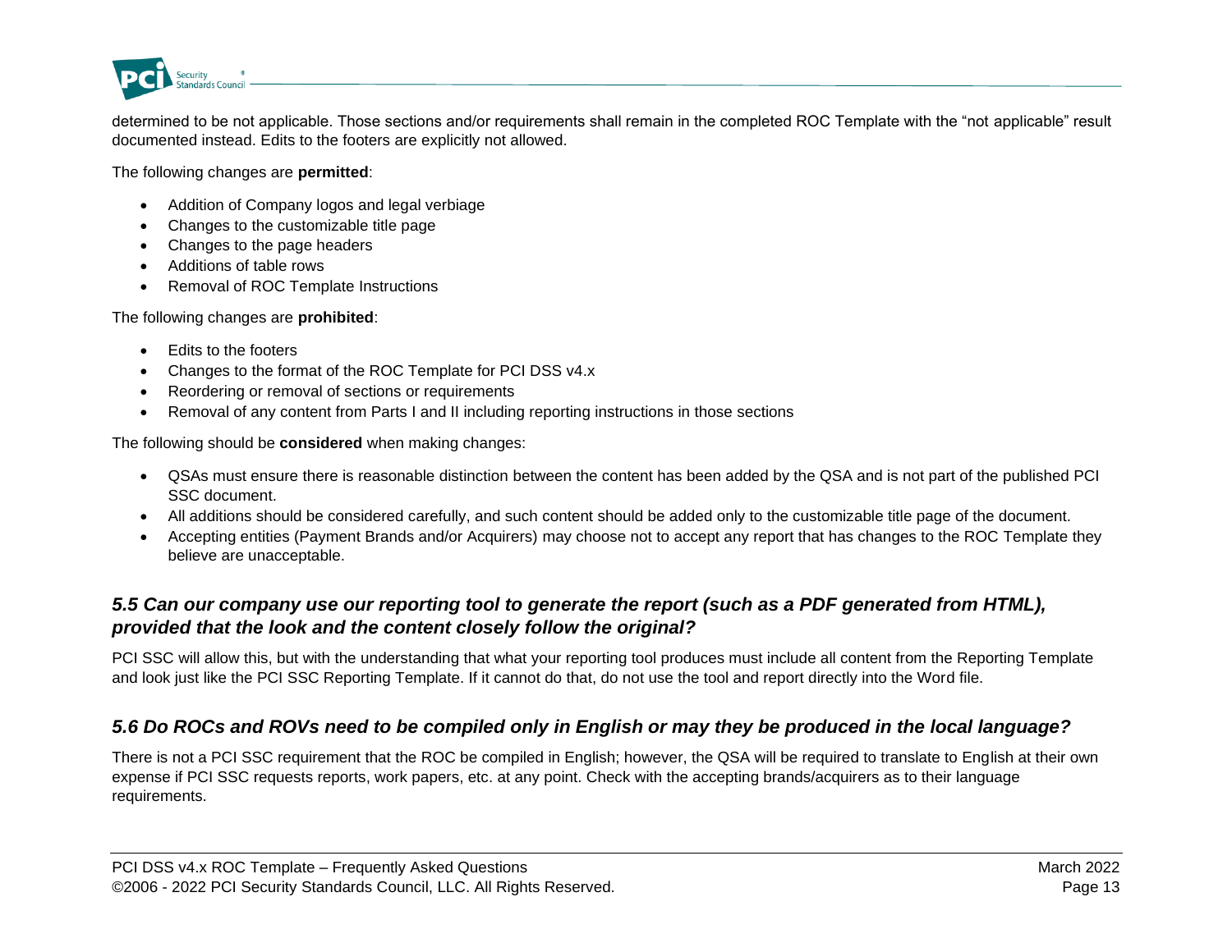determined to be not applicable. Those sections and/or requirements shall remain in the completed ROC Template with the “not applicable” result documented instead. Edits to the footers are explicitly not allowed.

The following changes are **permitted**:

- Addition of Company logos and legal verbiage
- Changes to the customizable title page
- Changes to the page headers
- Additions of table rows
- Removal of ROC Template Instructions

The following changes are **prohibited**:

- Edits to the footers
- Changes to the format of the ROC Template for PCI DSS v4.x
- Reordering or removal of sections or requirements
- Removal of any content from Parts I and II including reporting instructions in those sections

The following should be **considered** when making changes:

- QSAs must ensure there is reasonable distinction between the content has been added by the QSA and is not part of the published PCI SSC document.
- All additions should be considered carefully, and such content should be added only to the customizable title page of the document.
- Accepting entities (Payment Brands and/or Acquirers) may choose not to accept any report that has changes to the ROC Template they believe are unacceptable.

### *5.5 Can our company use our reporting tool to generate the report (such as a PDF generated from HTML), provided that the look and the content closely follow the original?*

PCI SSC will allow this, but with the understanding that what your reporting tool produces must include all content from the Reporting Template and look just like the PCI SSC Reporting Template. If it cannot do that, do not use the tool and report directly into the Word file.

### *5.6 Do ROCs and ROVs need to be compiled only in English or may they be produced in the local language?*

There is not a PCI SSC requirement that the ROC be compiled in English; however, the QSA will be required to translate to English at their own expense if PCI SSC requests reports, work papers, etc. at any point. Check with the accepting brands/acquirers as to their language requirements.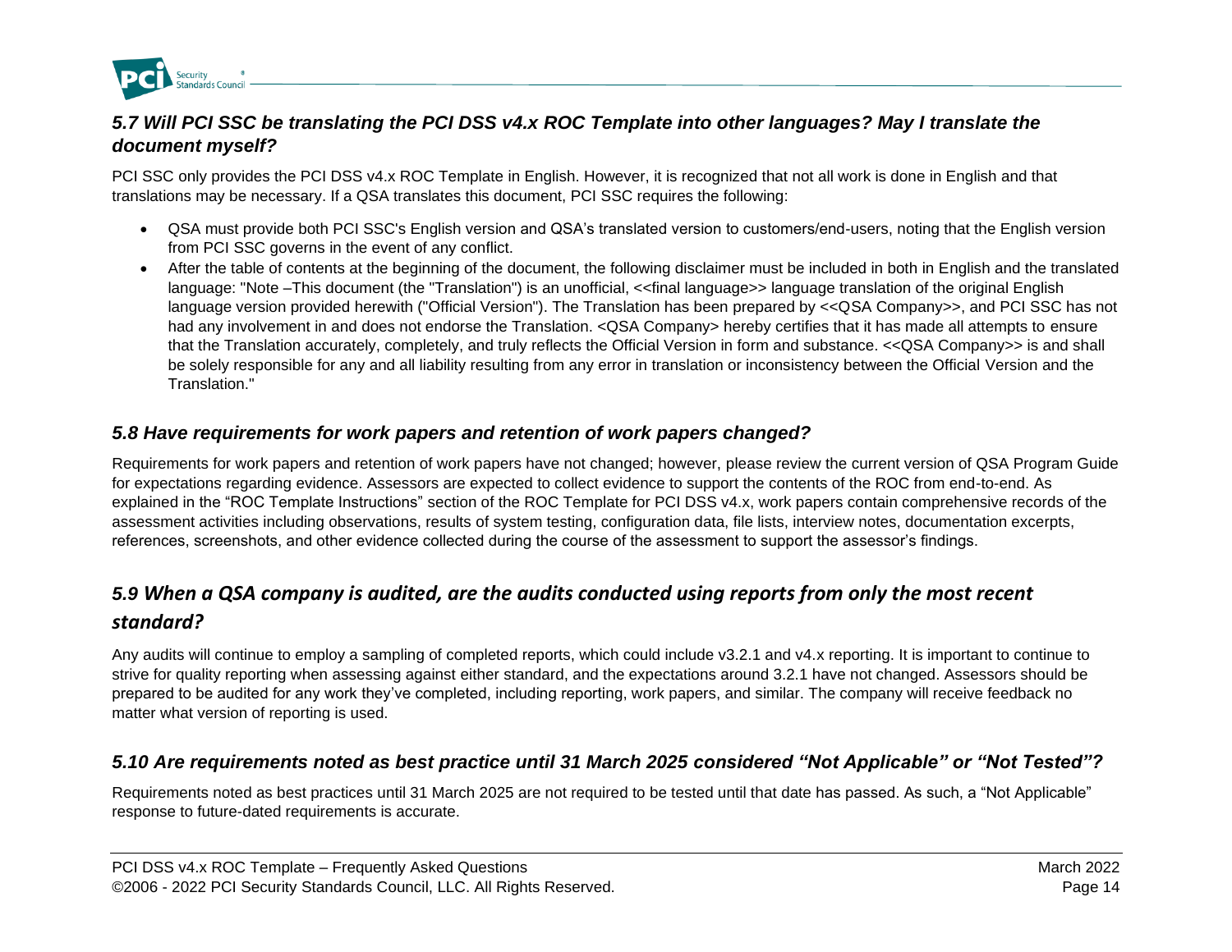### *5.7 Will PCI SSC be translating the PCI DSS v4.x ROC Template into other languages? May I translate the document myself?*

PCI SSC only provides the PCI DSS v4.x ROC Template in English. However, it is recognized that not all work is done in English and that translations may be necessary. If a QSA translates this document, PCI SSC requires the following:

- QSA must provide both PCI SSC's English version and QSA's translated version to customers/end-users, noting that the English version from PCI SSC governs in the event of any conflict.
- After the table of contents at the beginning of the document, the following disclaimer must be included in both in English and the translated language: "Note –This document (the "Translation") is an unofficial, <<final language>> language translation of the original English language version provided herewith ("Official Version"). The Translation has been prepared by <<QSA Company>>, and PCI SSC has not had any involvement in and does not endorse the Translation. <QSA Company> hereby certifies that it has made all attempts to ensure that the Translation accurately, completely, and truly reflects the Official Version in form and substance. <<QSA Company>> is and shall be solely responsible for any and all liability resulting from any error in translation or inconsistency between the Official Version and the Translation."

### *5.8 Have requirements for work papers and retention of work papers changed?*

Requirements for work papers and retention of work papers have not changed; however, please review the current version of QSA Program Guide for expectations regarding evidence. Assessors are expected to collect evidence to support the contents of the ROC from end-to-end. As explained in the "ROC Template Instructions" section of the ROC Template for PCI DSS v4.x, work papers contain comprehensive records of the assessment activities including observations, results of system testing, configuration data, file lists, interview notes, documentation excerpts, references, screenshots, and other evidence collected during the course of the assessment to support the assessor's findings.

### *5.9 When a QSA company is audited, are the audits conducted using reports from only the most recent standard?*

Any audits will continue to employ a sampling of completed reports, which could include v3.2.1 and v4.x reporting. It is important to continue to strive for quality reporting when assessing against either standard, and the expectations around 3.2.1 have not changed. Assessors should be prepared to be audited for any work they've completed, including reporting, work papers, and similar. The company will receive feedback no matter what version of reporting is used.

### *5.10 Are requirements noted as best practice until 31 March 2025 considered "Not Applicable" or "Not Tested"?*

Requirements noted as best practices until 31 March 2025 are not required to be tested until that date has passed. As such, a "Not Applicable" response to future-dated requirements is accurate.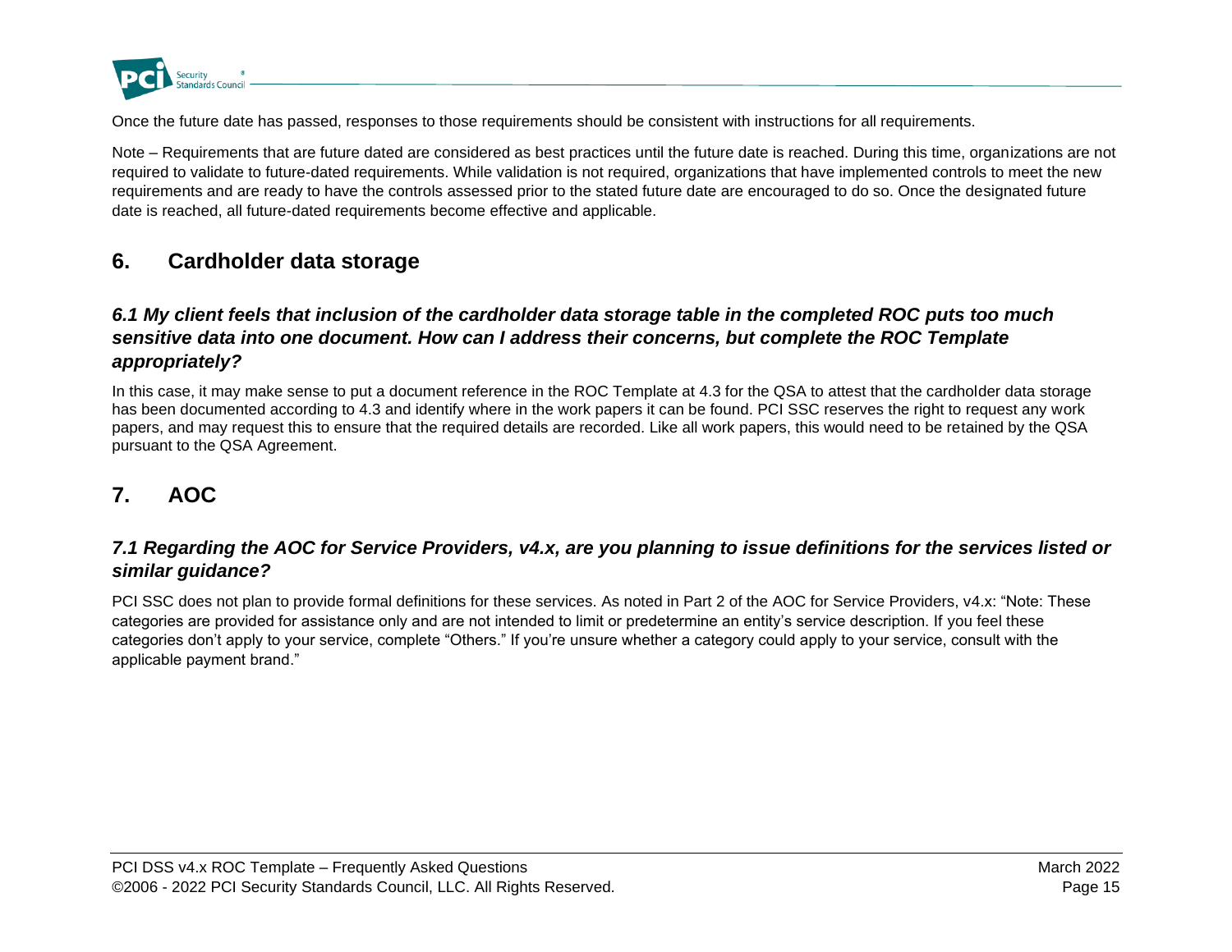Once the future date has passed, responses to those requirements should be consistent with instructions for all requirements.

Note – Requirements that are future dated are considered as best practices until the future date is reached. During this time, organizations are not required to validate to future-dated requirements. While validation is not required, organizations that have implemented controls to meet the new requirements and are ready to have the controls assessed prior to the stated future date are encouraged to do so. Once the designated future date is reached, all future-dated requirements become effective and applicable.

## 6. Cardholder data storage

### *6.1 My client feels that inclusion of the cardholder data storage table in the completed ROC puts too much sensitive data into one document. How can I address their concerns, but complete the ROC Template appropriately?*

In this case, it may make sense to put a document reference in the ROC Template at 4.3 for the QSA to attest that the cardholder data storage has been documented according to 4.3 and identify where in the work papers it can be found. PCI SSC reserves the right to request any work papers, and may request this to ensure that the required details are recorded. Like all work papers, this would need to be retained by the QSA pursuant to the QSA Agreement.

## 7. AOC

### *7.1 Regarding the AOC for Service Providers, v4.x, are you planning to issue definitions for the services listed or similar guidance?*

PCI SSC does not plan to provide formal definitions for these services. As noted in Part 2 of the AOC for Service Providers, v4.x: "Note: These categories are provided for assistance only and are not intended to limit or predetermine an entity's service description. If you feel these categories don't apply to your service, complete "Others." If you're unsure whether a category could apply to your service, consult with the applicable payment brand."